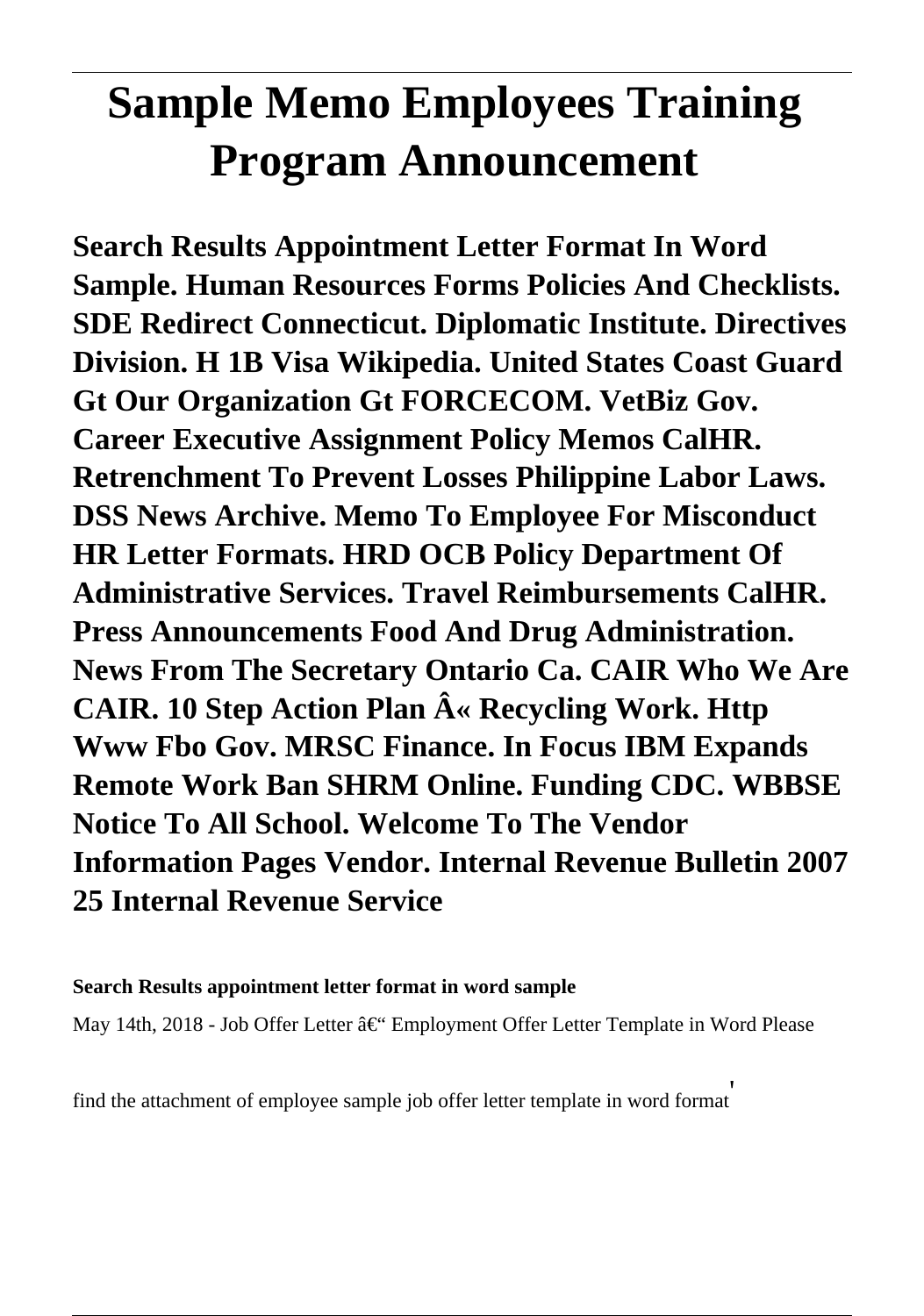# Sample Memo Employees Training Program Announcement

**Search Results Appointment Letter Format In Word Sample. Human Resources Forms Policies And Checklists. SDE Redirect Connecticut. Diplomatic Institute. Directives Division. H 1B Visa Wikipedia. United States Coast Guard Gt Our Organization Gt FORCECOM. VetBiz Gov. Career Executive Assignment Policy Memos CalHR. Retrenchment To Prevent Losses Philippine Labor Laws. DSS News Archive. Memo To Employee For Misconduct HR Letter Formats. HRD OCB Policy Department Of Administrative Services. Travel Reimbursements CalHR. Press Announcements Food And Drug Administration. News From The Secretary Ontario Ca. CAIR Who We Are CAIR. 10 Step Action Plan Â« Recycling Work. Http Www Fbo Gov. MRSC Finance. In Focus IBM Expands Remote Work Ban SHRM Online. Funding CDC. WBBSE Notice To All School. Welcome To The Vendor Information Pages Vendor. Internal Revenue Bulletin 2007 25 Internal Revenue Service**

**Search Results appointment letter format in word sample**

May 14th, 2018 - Job Offer Letter â€" Employment Offer Letter Template in Word Please find the attachment of employee sample job offer letter template in word format'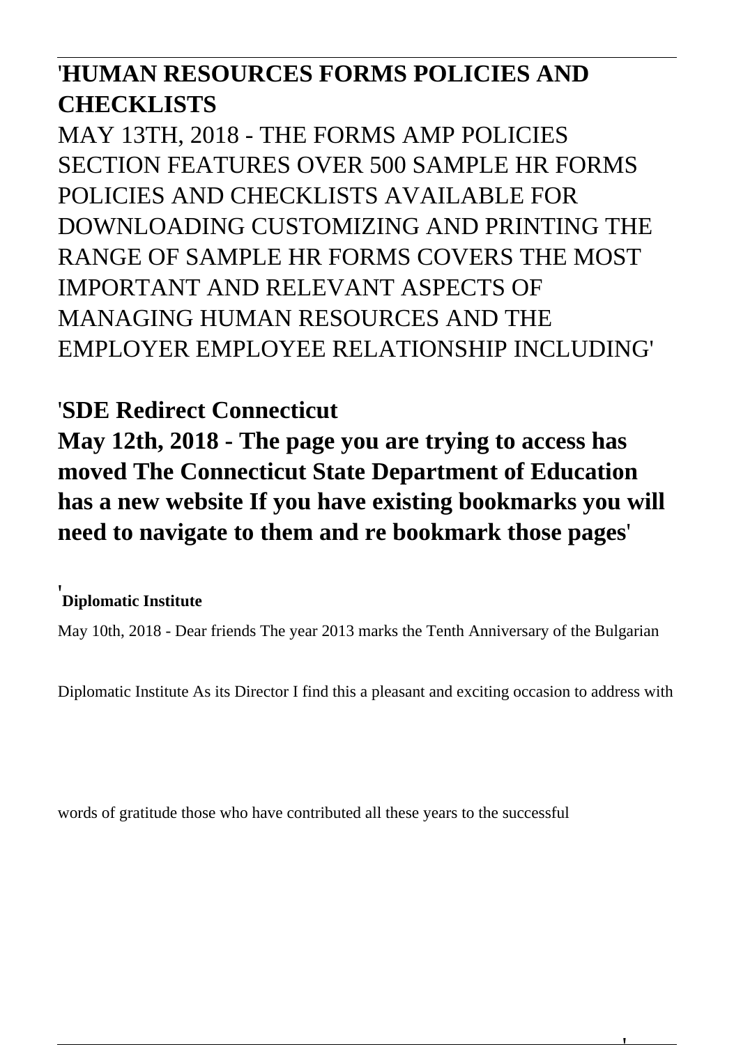'**HUMAN RESOURCES FORMS POLICIES AND CHECKLISTS**

MAY 13TH, 2018 - THE FORMS AMP POLICIES SECTION FEATURES OVER 500 SAMPLE HR FORMS POLICIES AND CHECKLISTS AVAILABLE FOR DOWNLOADING CUSTOMIZING AND PRINTING THE RANGE OF SAMPLE HR FORMS COVERS THE MOST IMPORTANT AND RELEVANT ASPECTS OF MANAGING HUMAN RESOURCES AND THE EMPLOYER EMPLOYEE RELATIONSHIP INCLUDING'

'**SDE Redirect Connecticut**

**May 12th, 2018 - The page you are trying to access has moved The Connecticut State Department of Education has a new website If you have existing bookmarks you will need to navigate to them and re bookmark those pages**'

'**Diplomatic Institute**

May 10th, 2018 - Dear friends The year 2013 marks the Tenth Anniversary of the Bulgarian Diplomatic Institute As its Director I find this a pleasant and exciting occasion to address with words of gratitude those who have contributed all these years to the successful'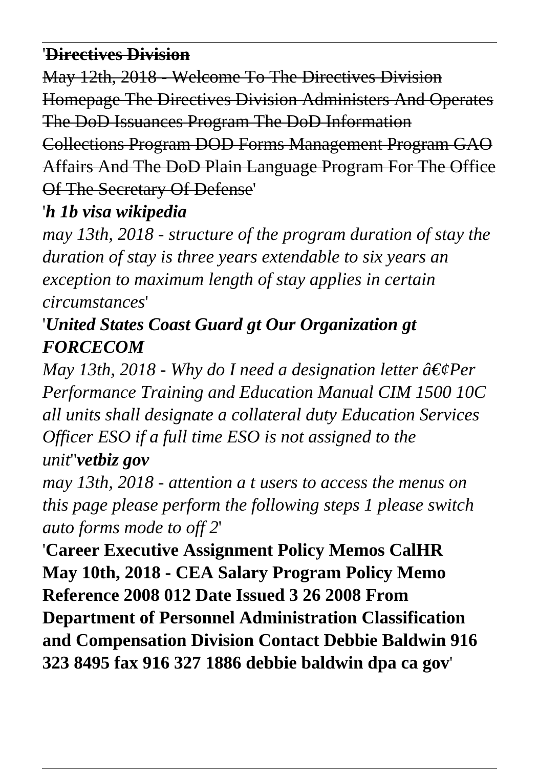'~~**Directives Division**~~

~~May 12th, 2018 - Welcome To The Directives Division Homepage The Directives Division Administers And Operates The DoD Issuances Program The DoD Information Collections Program DOD Forms Management Program GAO Affairs And The DoD Plain Language Program For The Office Of The Secretary Of Defense~~'

'***h 1b visa wikipedia***

*may 13th, 2018 - structure of the program duration of stay the duration of stay is three years extendable to six years an exception to maximum length of stay applies in certain circumstances*'

'***United States Coast Guard gt Our Organization gt FORCECOM***

*May 13th, 2018 - Why do I need a designation letter â€¢Per Performance Training and Education Manual CIM 1500 10C all units shall designate a collateral duty Education Services Officer ESO if a full time ESO is not assigned to the unit*''***vetbiz gov***

*may 13th, 2018 - attention a t users to access the menus on this page please perform the following steps 1 please switch auto forms mode to off 2*'

'**Career Executive Assignment Policy Memos CalHR May 10th, 2018 - CEA Salary Program Policy Memo Reference 2008 012 Date Issued 3 26 2008 From Department of Personnel Administration Classification and Compensation Division Contact Debbie Baldwin 916 323 8495 fax 916 327 1886 debbie baldwin dpa ca gov**'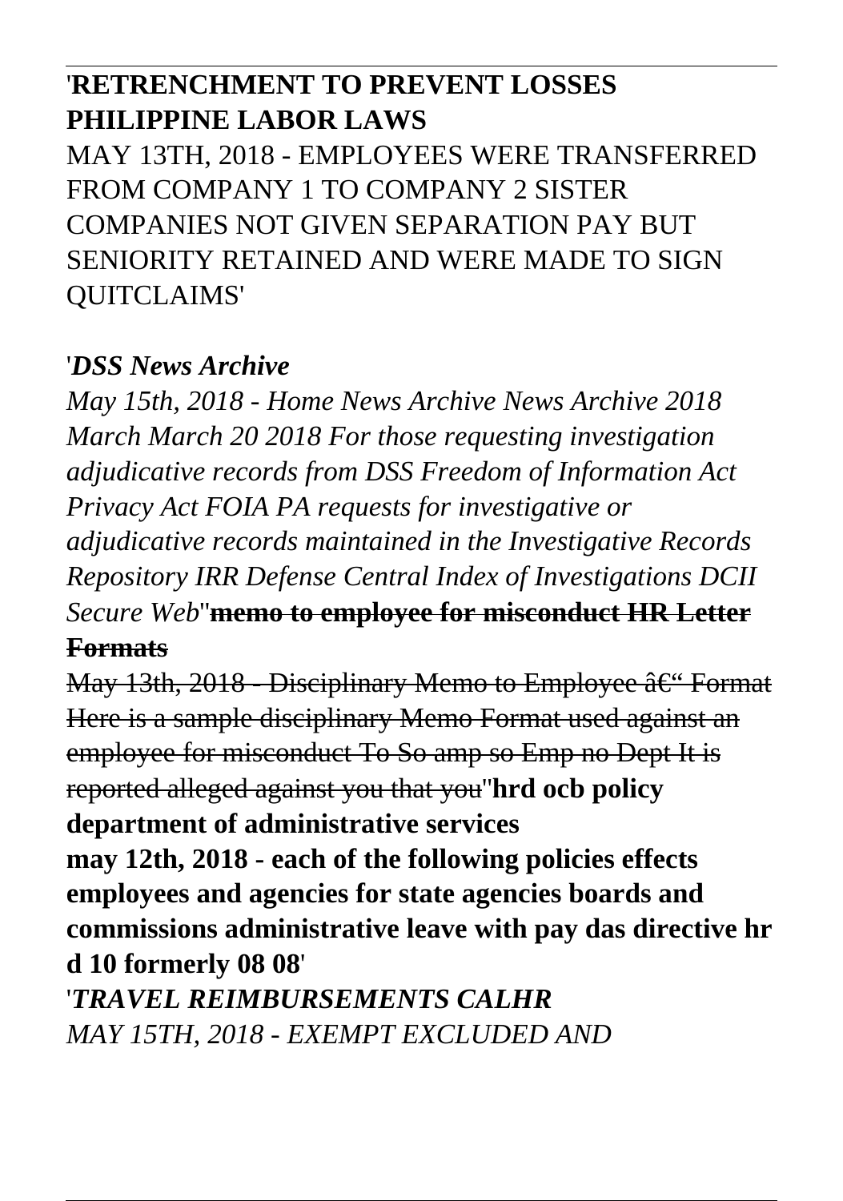'**RETRENCHMENT TO PREVENT LOSSES PHILIPPINE LABOR LAWS**

MAY 13TH, 2018 - EMPLOYEES WERE TRANSFERRED FROM COMPANY 1 TO COMPANY 2 SISTER COMPANIES NOT GIVEN SEPARATION PAY BUT SENIORITY RETAINED AND WERE MADE TO SIGN QUITCLAIMS'

'***DSS News Archive***

*May 15th, 2018 - Home News Archive News Archive 2018 March March 20 2018 For those requesting investigation adjudicative records from DSS Freedom of Information Act Privacy Act FOIA PA requests for investigative or adjudicative records maintained in the Investigative Records Repository IRR Defense Central Index of Investigations DCII Secure Web*''~~**memo to employee for misconduct HR Letter Formats**~~

~~May 13th, 2018 - Disciplinary Memo to Employee â€" Format Here is a sample disciplinary Memo Format used against an employee for misconduct To So amp so Emp no Dept It is reported alleged against you that you~~''**hrd ocb policy department of administrative services**

**may 12th, 2018 - each of the following policies effects employees and agencies for state agencies boards and commissions administrative leave with pay das directive hr d 10 formerly 08 08**'

'***TRAVEL REIMBURSEMENTS CALHR***

*MAY 15TH, 2018 - EXEMPT EXCLUDED AND*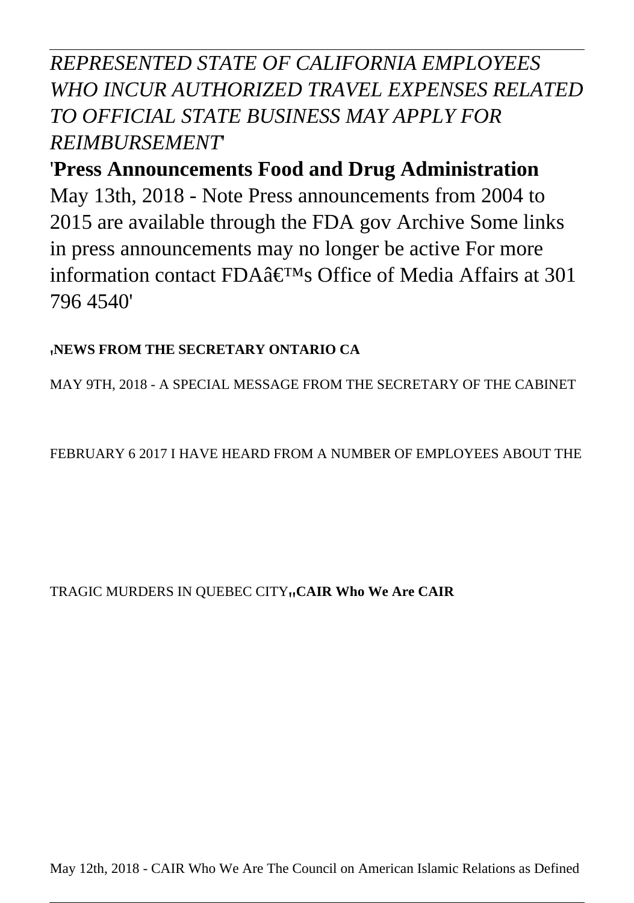*REPRESENTED STATE OF CALIFORNIA EMPLOYEES WHO INCUR AUTHORIZED TRAVEL EXPENSES RELATED TO OFFICIAL STATE BUSINESS MAY APPLY FOR REIMBURSEMENT*'

'**Press Announcements Food and Drug Administration**
May 13th, 2018 - Note Press announcements from 2004 to 2015 are available through the FDA gov Archive Some links in press announcements may no longer be active For more information contact FDAâ€™s Office of Media Affairs at 301 796 4540'

'**NEWS FROM THE SECRETARY ONTARIO CA**

MAY 9TH, 2018 - A SPECIAL MESSAGE FROM THE SECRETARY OF THE CABINET

FEBRUARY 6 2017 I HAVE HEARD FROM A NUMBER OF EMPLOYEES ABOUT THE

TRAGIC MURDERS IN QUEBEC CITY''**CAIR Who We Are CAIR**

May 12th, 2018 - CAIR Who We Are The Council on American Islamic Relations as Defined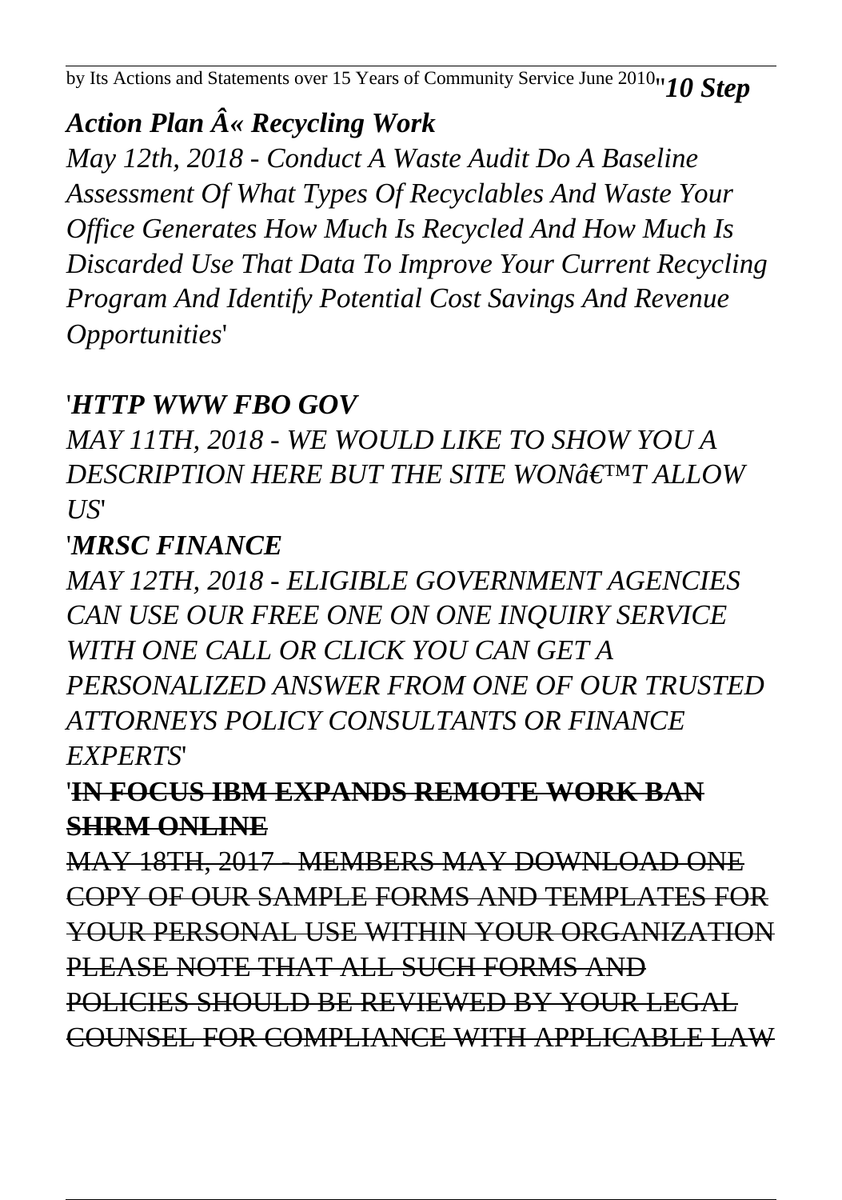by Its Actions and Statements over 15 Years of Community Service June 2010''***10 Step Action Plan Â« Recycling Work***

*May 12th, 2018 - Conduct A Waste Audit Do A Baseline Assessment Of What Types Of Recyclables And Waste Your Office Generates How Much Is Recycled And How Much Is Discarded Use That Data To Improve Your Current Recycling Program And Identify Potential Cost Savings And Revenue Opportunities*'

'***HTTP WWW FBO GOV***

*MAY 11TH, 2018 - WE WOULD LIKE TO SHOW YOU A DESCRIPTION HERE BUT THE SITE WONâ€™T ALLOW US*'

'***MRSC FINANCE***

*MAY 12TH, 2018 - ELIGIBLE GOVERNMENT AGENCIES CAN USE OUR FREE ONE ON ONE INQUIRY SERVICE WITH ONE CALL OR CLICK YOU CAN GET A PERSONALIZED ANSWER FROM ONE OF OUR TRUSTED ATTORNEYS POLICY CONSULTANTS OR FINANCE EXPERTS*'

'~~**IN FOCUS IBM EXPANDS REMOTE WORK BAN SHRM ONLINE**~~

~~MAY 18TH, 2017 - MEMBERS MAY DOWNLOAD ONE COPY OF OUR SAMPLE FORMS AND TEMPLATES FOR YOUR PERSONAL USE WITHIN YOUR ORGANIZATION PLEASE NOTE THAT ALL SUCH FORMS AND POLICIES SHOULD BE REVIEWED BY YOUR LEGAL COUNSEL FOR COMPLIANCE WITH APPLICABLE LAW~~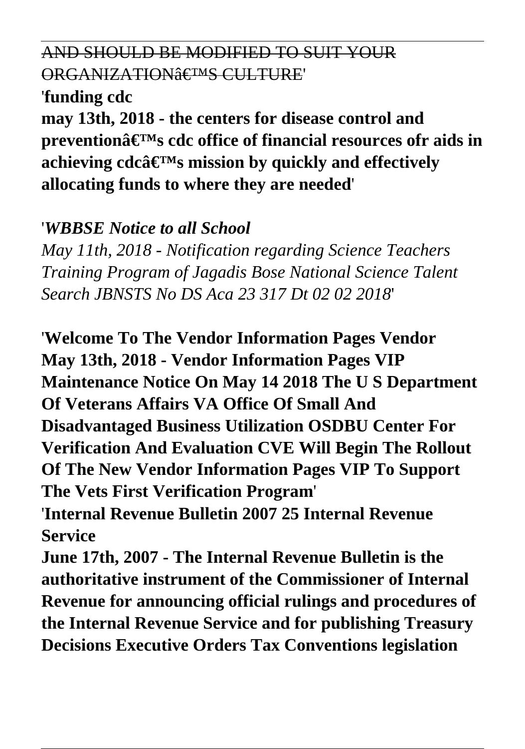AND SHOULD BE MODIFIED TO SUIT YOUR ORGANIZATIONâ€™S CULTURE'

'**funding cdc**
**may 13th, 2018 - the centers for disease control and preventionâ€™s cdc office of financial resources ofr aids in achieving cdcâ€™s mission by quickly and effectively allocating funds to where they are needed**'

'*WBBSE Notice to all School*
*May 11th, 2018 - Notification regarding Science Teachers Training Program of Jagadis Bose National Science Talent Search JBNSTS No DS Aca 23 317 Dt 02 02 2018*'

'**Welcome To The Vendor Information Pages Vendor**
**May 13th, 2018 - Vendor Information Pages VIP Maintenance Notice On May 14 2018 The U S Department Of Veterans Affairs VA Office Of Small And Disadvantaged Business Utilization OSDBU Center For Verification And Evaluation CVE Will Begin The Rollout Of The New Vendor Information Pages VIP To Support The Vets First Verification Program**'

'**Internal Revenue Bulletin 2007 25 Internal Revenue Service**
**June 17th, 2007 - The Internal Revenue Bulletin is the authoritative instrument of the Commissioner of Internal Revenue for announcing official rulings and procedures of the Internal Revenue Service and for publishing Treasury Decisions Executive Orders Tax Conventions legislation**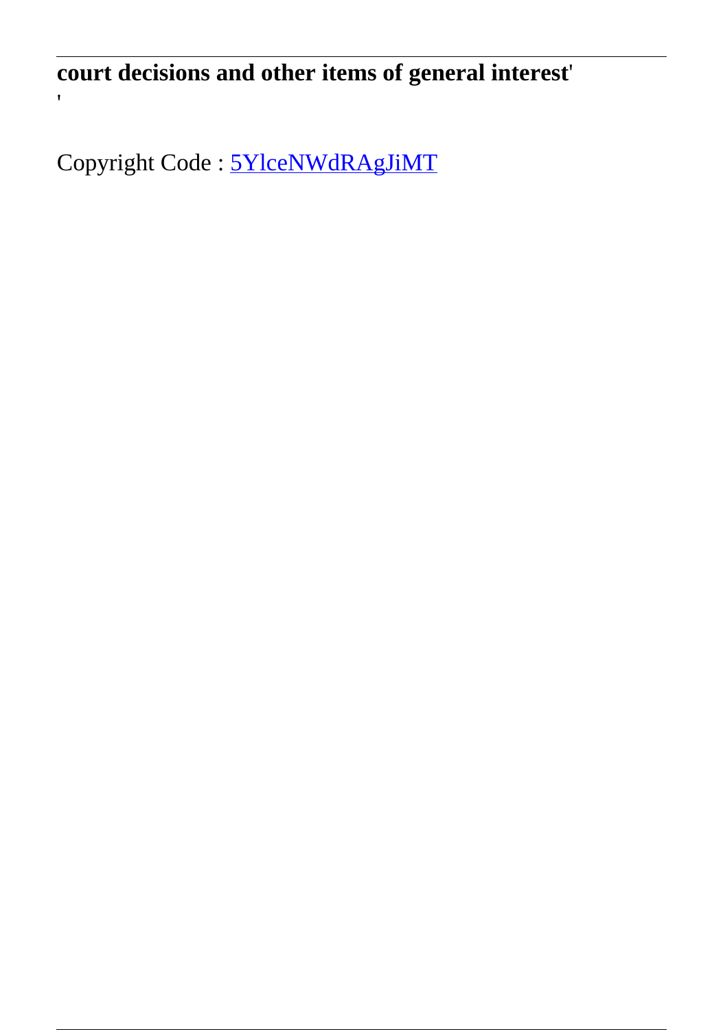**court decisions and other items of general interest**'

'

Copyright Code : 5YlceNWdRAgJiMT